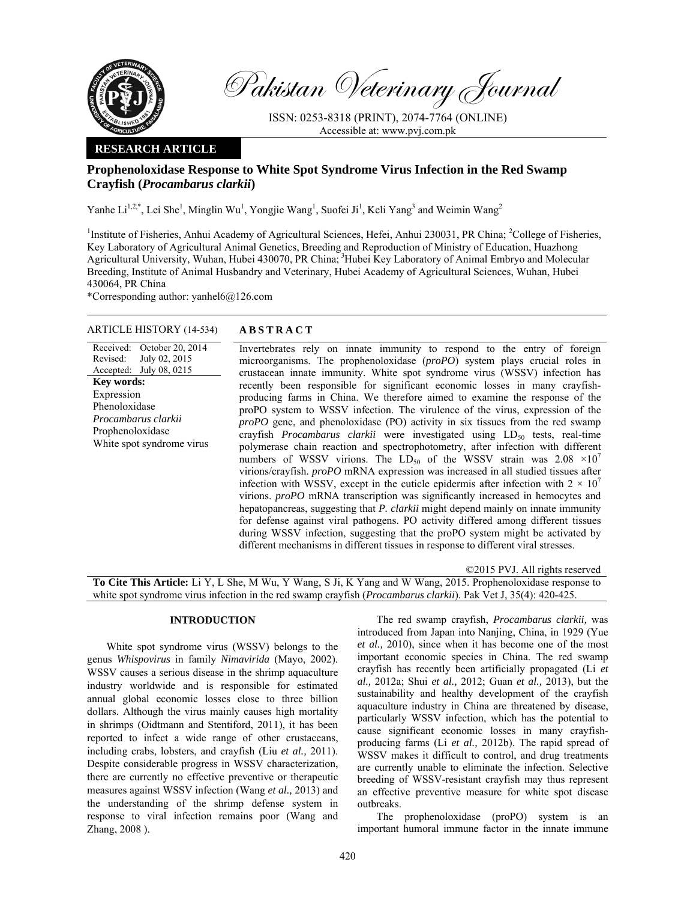Pakistan Veterinary Journal

ISSN: 0253-8318 (PRINT), 2074-7764 (ONLINE)
Accessible at: www.pvj.com.pk

**RESEARCH ARTICLE**

# Prophenoloxidase Response to White Spot Syndrome Virus Infection in the Red Swamp Crayfish (*Procambarus clarkii*)

Yanhe Li[1,2,*], Lei She[1], Minglin Wu[1], Yongjie Wang[1], Suofei Ji[1], Keli Yang[3] and Weimin Wang[2]

[1]Institute of Fisheries, Anhui Academy of Agricultural Sciences, Hefei, Anhui 230031, PR China; [2]College of Fisheries, Key Laboratory of Agricultural Animal Genetics, Breeding and Reproduction of Ministry of Education, Huazhong Agricultural University, Wuhan, Hubei 430070, PR China; [3]Hubei Key Laboratory of Animal Embryo and Molecular Breeding, Institute of Animal Husbandry and Veterinary, Hubei Academy of Agricultural Sciences, Wuhan, Hubei 430064, PR China

*Corresponding author: yanhel6@126.com

**ARTICLE HISTORY** (14-534)

Received: October 20, 2014
Revised: July 02, 2015
Accepted: July 08, 0215

**Key words:**
Expression
Phenoloxidase
*Procambarus clarkii*
Prophenoloxidase
White spot syndrome virus

## ABSTRACT

Invertebrates rely on innate immunity to respond to the entry of foreign microorganisms. The prophenoloxidase (*proPO*) system plays crucial roles in crustacean innate immunity. White spot syndrome virus (WSSV) infection has recently been responsible for significant economic losses in many crayfish-producing farms in China. We therefore aimed to examine the response of the proPO system to WSSV infection. The virulence of the virus, expression of the *proPO* gene, and phenoloxidase (PO) activity in six tissues from the red swamp crayfish *Procambarus clarkii* were investigated using $LD_{50}$ tests, real-time polymerase chain reaction and spectrophotometry, after infection with different numbers of WSSV virions. The $LD_{50}$ of the WSSV strain was $2.08 \times 10^7$ virions/crayfish. *proPO* mRNA expression was increased in all studied tissues after infection with WSSV, except in the cuticle epidermis after infection with $2 \times 10^7$ virions. *proPO* mRNA transcription was significantly increased in hemocytes and hepatopancreas, suggesting that *P. clarkii* might depend mainly on innate immunity for defense against viral pathogens. PO activity differed among different tissues during WSSV infection, suggesting that the proPO system might be activated by different mechanisms in different tissues in response to different viral stresses.

©2015 PVJ. All rights reserved

**To Cite This Article:** Li Y, L She, M Wu, Y Wang, S Ji, K Yang and W Wang, 2015. Prophenoloxidase response to white spot syndrome virus infection in the red swamp crayfish (*Procambarus clarkii*). Pak Vet J, 35(4): 420-425.

## INTRODUCTION

White spot syndrome virus (WSSV) belongs to the genus *Whispovirus* in family *Nimavirida* (Mayo, 2002). WSSV causes a serious disease in the shrimp aquaculture industry worldwide and is responsible for estimated annual global economic losses close to three billion dollars. Although the virus mainly causes high mortality in shrimps (Oidtmann and Stentiford, 2011), it has been reported to infect a wide range of other crustaceans, including crabs, lobsters, and crayfish (Liu *et al.,* 2011). Despite considerable progress in WSSV characterization, there are currently no effective preventive or therapeutic measures against WSSV infection (Wang *et al.,* 2013) and the understanding of the shrimp defense system in response to viral infection remains poor (Wang and Zhang, 2008 ).

The red swamp crayfish, *Procambarus clarkii,* was introduced from Japan into Nanjing, China, in 1929 (Yue *et al.,* 2010), since when it has become one of the most important economic species in China. The red swamp crayfish has recently been artificially propagated (Li *et al.,* 2012a; Shui *et al.,* 2012; Guan *et al.,* 2013), but the sustainability and healthy development of the crayfish aquaculture industry in China are threatened by disease, particularly WSSV infection, which has the potential to cause significant economic losses in many crayfish-producing farms (Li *et al.,* 2012b). The rapid spread of WSSV makes it difficult to control, and drug treatments are currently unable to eliminate the infection. Selective breeding of WSSV-resistant crayfish may thus represent an effective preventive measure for white spot disease outbreaks.

The prophenoloxidase (proPO) system is an important humoral immune factor in the innate immune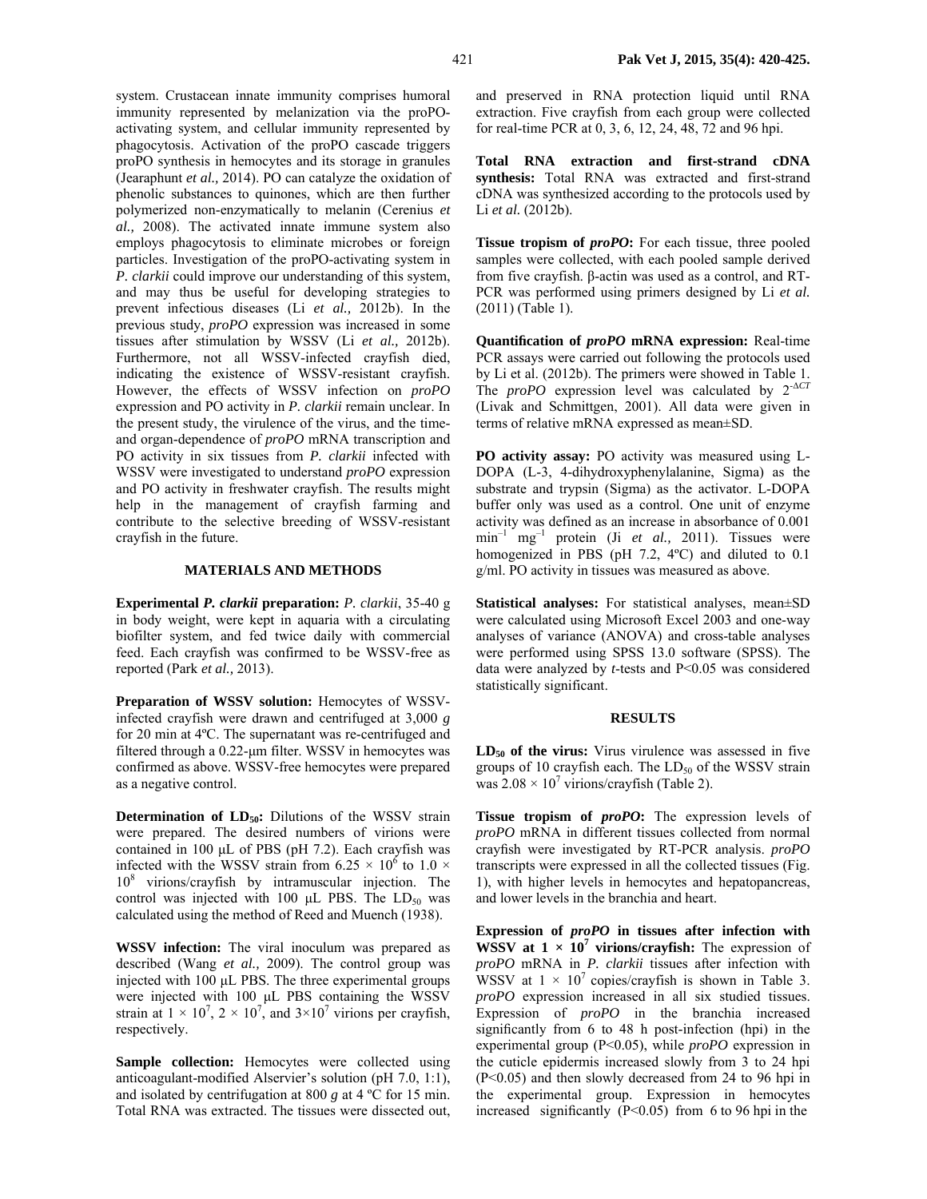system. Crustacean innate immunity comprises humoral immunity represented by melanization via the proPO-activating system, and cellular immunity represented by phagocytosis. Activation of the proPO cascade triggers proPO synthesis in hemocytes and its storage in granules (Jearaphunt *et al.,* 2014). PO can catalyze the oxidation of phenolic substances to quinones, which are then further polymerized non-enzymatically to melanin (Cerenius *et al.,* 2008). The activated innate immune system also employs phagocytosis to eliminate microbes or foreign particles. Investigation of the proPO-activating system in *P. clarkii* could improve our understanding of this system, and may thus be useful for developing strategies to prevent infectious diseases (Li *et al.,* 2012b). In the previous study, *proPO* expression was increased in some tissues after stimulation by WSSV (Li *et al.,* 2012b). Furthermore, not all WSSV-infected crayfish died, indicating the existence of WSSV-resistant crayfish. However, the effects of WSSV infection on *proPO* expression and PO activity in *P. clarkii* remain unclear. In the present study, the virulence of the virus, and the time- and organ-dependence of *proPO* mRNA transcription and PO activity in six tissues from *P. clarkii* infected with WSSV were investigated to understand *proPO* expression and PO activity in freshwater crayfish. The results might help in the management of crayfish farming and contribute to the selective breeding of WSSV-resistant crayfish in the future.

## MATERIALS AND METHODS

**Experimental *P. clarkii* preparation:** *P. clarkii*, 35-40 g in body weight, were kept in aquaria with a circulating biofilter system, and fed twice daily with commercial feed. Each crayfish was confirmed to be WSSV-free as reported (Park *et al.,* 2013).

**Preparation of WSSV solution:** Hemocytes of WSSV-infected crayfish were drawn and centrifuged at 3,000 *g* for 20 min at 4ºC. The supernatant was re-centrifuged and filtered through a 0.22-μm filter. WSSV in hemocytes was confirmed as above. WSSV-free hemocytes were prepared as a negative control.

**Determination of $LD_{50}$:** Dilutions of the WSSV strain were prepared. The desired numbers of virions were contained in 100 μL of PBS (pH 7.2). Each crayfish was infected with the WSSV strain from $6.25 \times 10^6$ to $1.0 \times 10^8$ virions/crayfish by intramuscular injection. The control was injected with 100 μL PBS. The $LD_{50}$ was calculated using the method of Reed and Muench (1938).

**WSSV infection:** The viral inoculum was prepared as described (Wang *et al.,* 2009). The control group was injected with 100 μL PBS. The three experimental groups were injected with 100 μL PBS containing the WSSV strain at $1 \times 10^7$, $2 \times 10^7$, and $3 \times 10^7$ virions per crayfish, respectively.

**Sample collection:** Hemocytes were collected using anticoagulant-modified Alservier's solution (pH 7.0, 1:1), and isolated by centrifugation at 800 *g* at 4 ºC for 15 min. Total RNA was extracted. The tissues were dissected out, and preserved in RNA protection liquid until RNA extraction. Five crayfish from each group were collected for real-time PCR at 0, 3, 6, 12, 24, 48, 72 and 96 hpi.

**Total RNA extraction and first-strand cDNA synthesis:** Total RNA was extracted and first-strand cDNA was synthesized according to the protocols used by Li *et al.* (2012b).

**Tissue tropism of *proPO*:** For each tissue, three pooled samples were collected, with each pooled sample derived from five crayfish. β-actin was used as a control, and RT-PCR was performed using primers designed by Li *et al.* (2011) (Table 1).

**Quantification of *proPO* mRNA expression:** Real-time PCR assays were carried out following the protocols used by Li et al. (2012b). The primers were showed in Table 1. The *proPO* expression level was calculated by $2^{-\Delta CT}$ (Livak and Schmittgen, 2001). All data were given in terms of relative mRNA expressed as mean±SD.

**PO activity assay:** PO activity was measured using L-DOPA (L-3, 4-dihydroxyphenylalanine, Sigma) as the substrate and trypsin (Sigma) as the activator. L-DOPA buffer only was used as a control. One unit of enzyme activity was defined as an increase in absorbance of 0.001 $min^{-1}$ $mg^{-1}$ protein (Ji *et al.,* 2011). Tissues were homogenized in PBS (pH 7.2, 4ºC) and diluted to 0.1 g/ml. PO activity in tissues was measured as above.

**Statistical analyses:** For statistical analyses, mean±SD were calculated using Microsoft Excel 2003 and one-way analyses of variance (ANOVA) and cross-table analyses were performed using SPSS 13.0 software (SPSS). The data were analyzed by *t*-tests and $P<0.05$ was considered statistically significant.

## RESULTS

**$LD_{50}$ of the virus:** Virus virulence was assessed in five groups of 10 crayfish each. The $LD_{50}$ of the WSSV strain was $2.08 \times 10^7$ virions/crayfish (Table 2).

**Tissue tropism of *proPO*:** The expression levels of *proPO* mRNA in different tissues collected from normal crayfish were investigated by RT-PCR analysis. *proPO* transcripts were expressed in all the collected tissues (Fig. 1), with higher levels in hemocytes and hepatopancreas, and lower levels in the branchia and heart.

**Expression of *proPO* in tissues after infection with WSSV at $1 \times 10^7$ virions/crayfish:** The expression of *proPO* mRNA in *P. clarkii* tissues after infection with WSSV at $1 \times 10^7$ copies/crayfish is shown in Table 3. *proPO* expression increased in all six studied tissues. Expression of *proPO* in the branchia increased significantly from 6 to 48 h post-infection (hpi) in the experimental group ($P<0.05$), while *proPO* expression in the cuticle epidermis increased slowly from 3 to 24 hpi ($P<0.05$) and then slowly decreased from 24 to 96 hpi in the experimental group. Expression in hemocytes increased significantly ($P<0.05$) from 6 to 96 hpi in the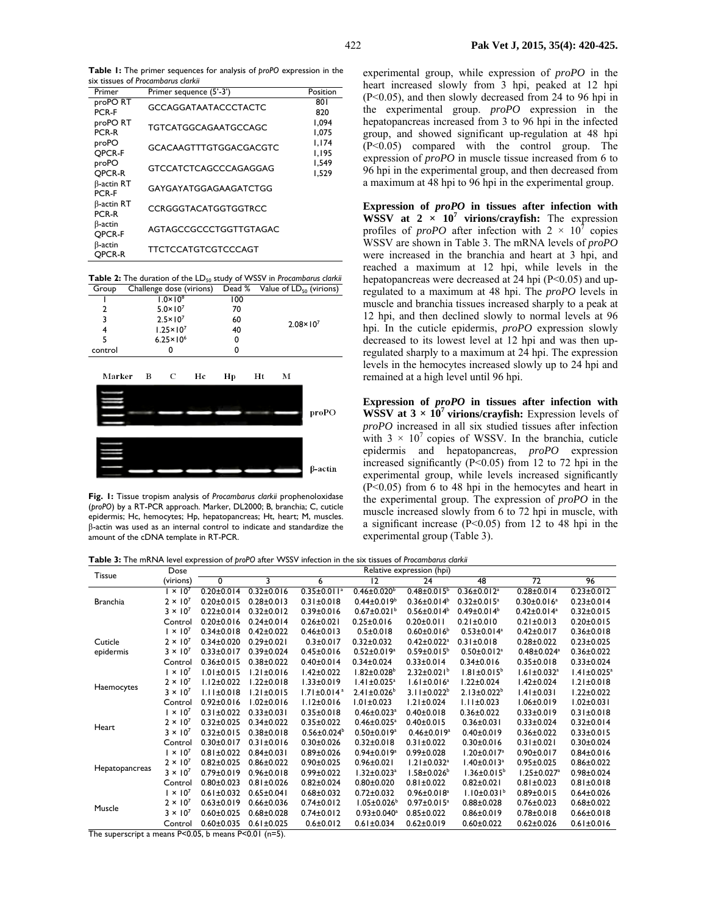**Table 1:** The primer sequences for analysis of *proPO* expression in the six tissues of *Procambarus clarkii*

| Primer | Primer sequence (5'-3') | Position |
|---|---|---|
| proPO RT PCR-F | GCCAGGATAATACCCTACTC | 801 820 |
| proPO RT PCR-R | TGTCATGGCAGAATGCCAGC | 1,094 1,075 |
| proPO QPCR-F | GCACAAGTTTGTGGACGACGTC | 1,174 1,195 |
| proPO QPCR-R | GTCCATCTCAGCCCAGAGGAG | 1,549 1,529 |
| β-actin RT PCR-F | GAYGAYATGGAGAAGATCTGG | |
| β-actin RT PCR-R | CCRGGGTACATGGTGGTRCC | |
| β-actin QPCR-F | AGTAGCCGCCCTGGTTGTAGAC | |
| β-actin QPCR-R | TTCTCCATGTCGTCCCAGT | |

**Table 2:** The duration of the $LD_{50}$ study of WSSV in *Procambarus clarkii*

| Group | Challenge dose (virions) | Dead % | Value of $LD_{50}$ (virions) |
|---|---|---|---|
| 1 | $1.0\times10^8$ | 100 | |
| 2 | $5.0\times10^7$ | 70 | |
| 3 | $2.5\times10^7$ | 60 | $2.08\times10^7$ |
| 4 | $1.25\times10^7$ | 40 | |
| 5 | $6.25\times10^6$ | 0 | |
| control | 0 | 0 | |

Marker B C Hc Hp Ht M

proPO

β-actin

**Fig. 1:** Tissue tropism analysis of *Procambarus clarkii* prophenoloxidase (*proPO*) by a RT-PCR approach. Marker, DL2000; B, branchia; C, cuticle epidermis; Hc, hemocytes; Hp, hepatopancreas; Ht, heart; M, muscles. β-actin was used as an internal control to indicate and standardize the amount of the cDNA template in RT-PCR.

experimental group, while expression of *proPO* in the heart increased slowly from 3 hpi, peaked at 12 hpi (P<0.05), and then slowly decreased from 24 to 96 hpi in the experimental group. *proPO* expression in the hepatopancreas increased from 3 to 96 hpi in the infected group, and showed significant up-regulation at 48 hpi (P<0.05) compared with the control group. The expression of *proPO* in muscle tissue increased from 6 to 96 hpi in the experimental group, and then decreased from a maximum at 48 hpi to 96 hpi in the experimental group.

**Expression of *proPO* in tissues after infection with WSSV at $2 \times 10^7$ virions/crayfish:** The expression profiles of *proPO* after infection with $2 \times 10^7$ copies WSSV are shown in Table 3. The mRNA levels of *proPO* were increased in the branchia and heart at 3 hpi, and reached a maximum at 12 hpi, while levels in the hepatopancreas were decreased at 24 hpi (P<0.05) and up-regulated to a maximum at 48 hpi. The *proPO* levels in muscle and branchia tissues increased sharply to a peak at 12 hpi, and then declined slowly to normal levels at 96 hpi. In the cuticle epidermis, *proPO* expression slowly decreased to its lowest level at 12 hpi and was then up-regulated sharply to a maximum at 24 hpi. The expression levels in the hemocytes increased slowly up to 24 hpi and remained at a high level until 96 hpi.

**Expression of *proPO* in tissues after infection with WSSV at $3 \times 10^7$ virions/crayfish:** Expression levels of *proPO* increased in all six studied tissues after infection with $3 \times 10^7$ copies of WSSV. In the branchia, cuticle epidermis and hepatopancreas, *proPO* expression increased significantly (P<0.05) from 12 to 72 hpi in the experimental group, while levels increased significantly (P<0.05) from 6 to 48 hpi in the hemocytes and heart in the experimental group. The expression of *proPO* in the muscle increased slowly from 6 to 72 hpi in muscle, with a significant increase (P<0.05) from 12 to 48 hpi in the experimental group (Table 3).

**Table 3:** The mRNA level expression of *proPO* after WSSV infection in the six tissues of *Procambarus clarkii*

| Tissue | Dose (virions) | Relative expression (hpi) | | | | | | | |
|---|---|---|---|---|---|---|---|---|---|
| | | 0 | 3 | 6 | 12 | 24 | 48 | 72 | 96 |
| Branchia | $1 \times 10^7$ | 0.20±0.014 | 0.32±0.016 | 0.35±0.011[a] | 0.46±0.020[b] | 0.48±0.015[b] | 0.36±0.012[a] | 0.28±0.014 | 0.23±0.012 |
| | $2 \times 10^7$ | 0.20±0.015 | 0.28±0.013 | 0.31±0.018 | 0.44±0.019[b] | 0.36±0.014[b] | 0.32±0.015[a] | 0.30±0.016[a] | 0.23±0.014 |
| | $3 \times 10^7$ | 0.22±0.014 | 0.32±0.012 | 0.39±0.016 | 0.67±0.021[b] | 0.56±0.014[b] | 0.49±0.014[b] | 0.42±0.014[a] | 0.32±0.015 |
| | Control | 0.20±0.016 | 0.24±0.014 | 0.26±0.021 | 0.25±0.016 | 0.20±0.011 | 0.21±0.010 | 0.21±0.013 | 0.20±0.015 |
| Cuticle epidermis | $1 \times 10^7$ | 0.34±0.018 | 0.42±0.022 | 0.46±0.013 | 0.5±0.018 | 0.60±0.016[b] | 0.53±0.014[a] | 0.42±0.017 | 0.36±0.018 |
| | $2 \times 10^7$ | 0.34±0.020 | 0.29±0.021 | 0.3±0.017 | 0.32±0.032 | 0.42±0.022[a] | 0.31±0.018 | 0.28±0.022 | 0.23±0.025 |
| | $3 \times 10^7$ | 0.33±0.017 | 0.39±0.024 | 0.45±0.016 | 0.52±0.019[a] | 0.59±0.015[b] | 0.50±0.012[a] | 0.48±0.024[a] | 0.36±0.022 |
| | Control | 0.36±0.015 | 0.38±0.022 | 0.40±0.014 | 0.34±0.024 | 0.33±0.014 | 0.34±0.016 | 0.35±0.018 | 0.33±0.024 |
| Haemocytes | $1 \times 10^7$ | 1.01±0.015 | 1.21±0.016 | 1.42±0.022 | 1.82±0.028[b] | 2.32±0.021[b] | 1.81±0.015[b] | 1.61±0.032[a] | 1.41±0.025[a] |
| | $2 \times 10^7$ | 1.12±0.022 | 1.22±0.018 | 1.33±0.019 | 1.41±0.025[a] | 1.61±0.016[a] | 1.22±0.024 | 1.42±0.024 | 1.21±0.018 |
| | $3 \times 10^7$ | 1.11±0.018 | 1.21±0.015 | 1.71±0.014[a] | 2.41±0.026[b] | 3.11±0.022[b] | 2.13±0.022[b] | 1.41±0.031 | 1.22±0.022 |
| | Control | 0.92±0.016 | 1.02±0.016 | 1.12±0.016 | 1.01±0.023 | 1.21±0.024 | 1.11±0.023 | 1.06±0.019 | 1.02±0.031 |
| Heart | $1 \times 10^7$ | 0.31±0.022 | 0.33±0.031 | 0.35±0.018 | 0.46±0.023[a] | 0.40±0.018 | 0.36±0.022 | 0.33±0.019 | 0.31±0.018 |
| | $2 \times 10^7$ | 0.32±0.025 | 0.34±0.022 | 0.35±0.022 | 0.46±0.025[a] | 0.40±0.015 | 0.36±0.031 | 0.33±0.024 | 0.32±0.014 |
| | $3 \times 10^7$ | 0.32±0.015 | 0.38±0.018 | 0.56±0.024[b] | 0.50±0.019[a] | 0.46±0.019[a] | 0.40±0.019 | 0.36±0.022 | 0.33±0.015 |
| | Control | 0.30±0.017 | 0.31±0.016 | 0.30±0.026 | 0.32±0.018 | 0.31±0.022 | 0.30±0.016 | 0.31±0.021 | 0.30±0.024 |
| Hepatopancreas | $1 \times 10^7$ | 0.81±0.022 | 0.84±0.031 | 0.89±0.026 | 0.94±0.019[a] | 0.99±0.028 | 1.20±0.017[a] | 0.90±0.017 | 0.84±0.016 |
| | $2 \times 10^7$ | 0.82±0.025 | 0.86±0.022 | 0.90±0.025 | 0.96±0.021 | 1.21±0.032[a] | 1.40±0.013[a] | 0.95±0.025 | 0.86±0.022 |
| | $3 \times 10^7$ | 0.79±0.019 | 0.96±0.018 | 0.99±0.022 | 1.32±0.023[a] | 1.58±0.026[b] | 1.36±0.015[b] | 1.25±0.027[a] | 0.98±0.024 |
| | Control | 0.80±0.023 | 0.81±0.026 | 0.82±0.024 | 0.80±0.020 | 0.81±0.022 | 0.82±0.021 | 0.81±0.023 | 0.81±0.018 |
| Muscle | $1 \times 10^7$ | 0.61±0.032 | 0.65±0.041 | 0.68±0.032 | 0.72±0.032 | 0.96±0.018[a] | 1.10±0.031[b] | 0.89±0.015 | 0.64±0.026 |
| | $2 \times 10^7$ | 0.63±0.019 | 0.66±0.036 | 0.74±0.012 | 1.05±0.026[b] | 0.97±0.015[a] | 0.88±0.028 | 0.76±0.023 | 0.68±0.022 |
| | $3 \times 10^7$ | 0.60±0.025 | 0.68±0.028 | 0.74±0.012 | 0.93±0.040[a] | 0.85±0.022 | 0.86±0.019 | 0.78±0.018 | 0.66±0.018 |
| | Control | 0.60±0.035 | 0.61±0.025 | 0.6±0.012 | 0.61±0.034 | 0.62±0.019 | 0.60±0.022 | 0.62±0.026 | 0.61±0.016 |

The superscript a means P<0.05, b means P<0.01 (n=5).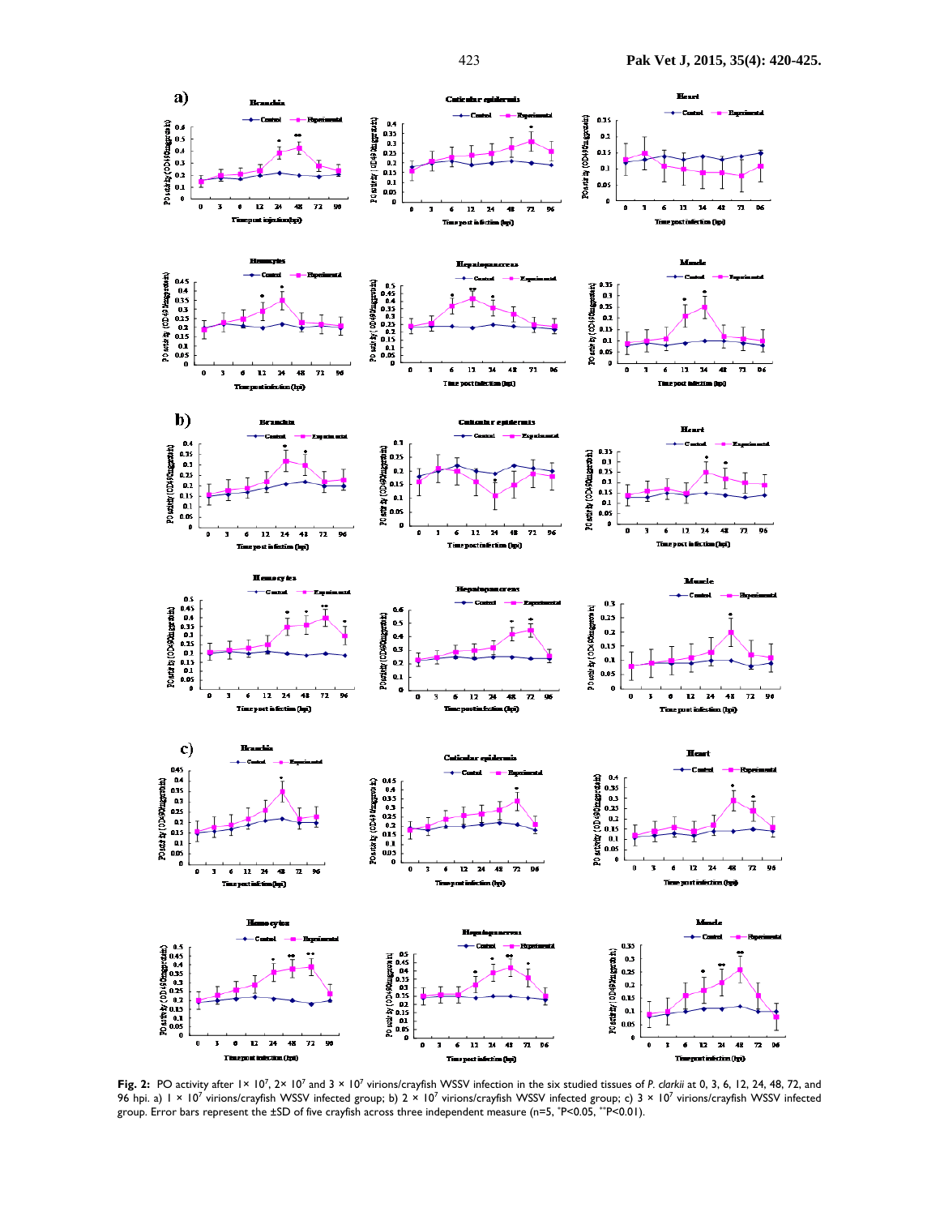**Fig. 2:** PO activity after 1× $10^7$, 2× $10^7$ and 3 × $10^7$ virions/crayfish WSSV infection in the six studied tissues of *P. clarkii* at 0, 3, 6, 12, 24, 48, 72, and 96 hpi. a) 1 × $10^7$ virions/crayfish WSSV infected group; b) 2 × $10^7$ virions/crayfish WSSV infected group; c) 3 × $10^7$ virions/crayfish WSSV infected group. Error bars represent the ±SD of five crayfish across three independent measure (n=5, *P<0.05, **P<0.01).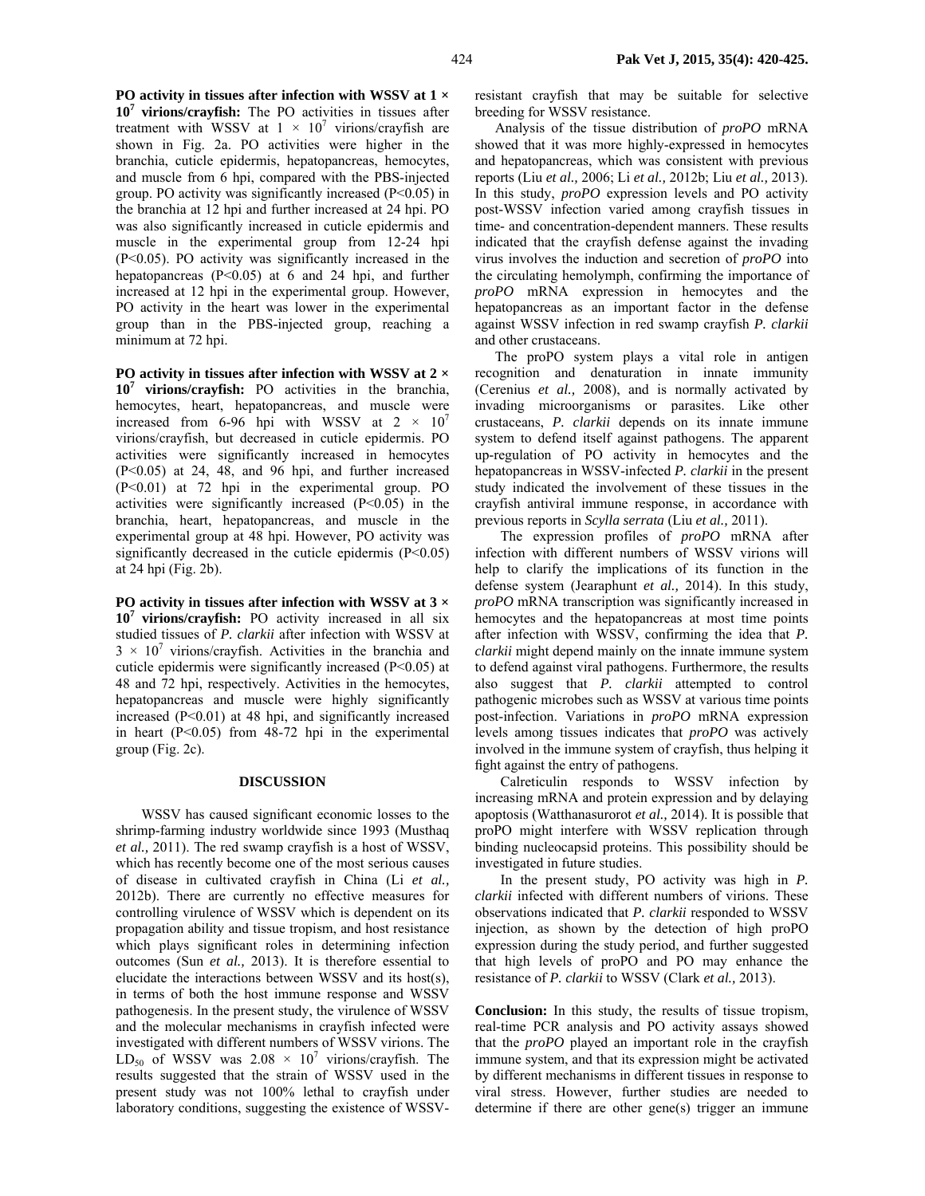**PO activity in tissues after infection with WSSV at $1 \times 10^7$ virions/crayfish:** The PO activities in tissues after treatment with WSSV at $1 \times 10^7$ virions/crayfish are shown in Fig. 2a. PO activities were higher in the branchia, cuticle epidermis, hepatopancreas, hemocytes, and muscle from 6 hpi, compared with the PBS-injected group. PO activity was significantly increased ($P<0.05$) in the branchia at 12 hpi and further increased at 24 hpi. PO was also significantly increased in cuticle epidermis and muscle in the experimental group from 12-24 hpi ($P<0.05$). PO activity was significantly increased in the hepatopancreas ($P<0.05$) at 6 and 24 hpi, and further increased at 12 hpi in the experimental group. However, PO activity in the heart was lower in the experimental group than in the PBS-injected group, reaching a minimum at 72 hpi.

**PO activity in tissues after infection with WSSV at $2 \times 10^7$ virions/crayfish:** PO activities in the branchia, hemocytes, heart, hepatopancreas, and muscle were increased from 6-96 hpi with WSSV at $2 \times 10^7$ virions/crayfish, but decreased in cuticle epidermis. PO activities were significantly increased in hemocytes ($P<0.05$) at 24, 48, and 96 hpi, and further increased ($P<0.01$) at 72 hpi in the experimental group. PO activities were significantly increased ($P<0.05$) in the branchia, heart, hepatopancreas, and muscle in the experimental group at 48 hpi. However, PO activity was significantly decreased in the cuticle epidermis ($P<0.05$) at 24 hpi (Fig. 2b).

**PO activity in tissues after infection with WSSV at $3 \times 10^7$ virions/crayfish:** PO activity increased in all six studied tissues of *P. clarkii* after infection with WSSV at $3 \times 10^7$ virions/crayfish. Activities in the branchia and cuticle epidermis were significantly increased ($P<0.05$) at 48 and 72 hpi, respectively. Activities in the hemocytes, hepatopancreas and muscle were highly significantly increased ($P<0.01$) at 48 hpi, and significantly increased in heart ($P<0.05$) from 48-72 hpi in the experimental group (Fig. 2c).

## DISCUSSION

WSSV has caused significant economic losses to the shrimp-farming industry worldwide since 1993 (Musthaq *et al.,* 2011). The red swamp crayfish is a host of WSSV, which has recently become one of the most serious causes of disease in cultivated crayfish in China (Li *et al.,* 2012b). There are currently no effective measures for controlling virulence of WSSV which is dependent on its propagation ability and tissue tropism, and host resistance which plays significant roles in determining infection outcomes (Sun *et al.,* 2013). It is therefore essential to elucidate the interactions between WSSV and its host(s), in terms of both the host immune response and WSSV pathogenesis. In the present study, the virulence of WSSV and the molecular mechanisms in crayfish infected were investigated with different numbers of WSSV virions. The $LD_{50}$ of WSSV was $2.08 \times 10^7$ virions/crayfish. The results suggested that the strain of WSSV used in the present study was not 100% lethal to crayfish under laboratory conditions, suggesting the existence of WSSV-resistant crayfish that may be suitable for selective breeding for WSSV resistance.

Analysis of the tissue distribution of *proPO* mRNA showed that it was more highly-expressed in hemocytes and hepatopancreas, which was consistent with previous reports (Liu *et al.,* 2006; Li *et al.,* 2012b; Liu *et al.,* 2013). In this study, *proPO* expression levels and PO activity post-WSSV infection varied among crayfish tissues in time- and concentration-dependent manners. These results indicated that the crayfish defense against the invading virus involves the induction and secretion of *proPO* into the circulating hemolymph, confirming the importance of *proPO* mRNA expression in hemocytes and the hepatopancreas as an important factor in the defense against WSSV infection in red swamp crayfish *P. clarkii* and other crustaceans.

The proPO system plays a vital role in antigen recognition and denaturation in innate immunity (Cerenius *et al.,* 2008), and is normally activated by invading microorganisms or parasites. Like other crustaceans, *P. clarkii* depends on its innate immune system to defend itself against pathogens. The apparent up-regulation of PO activity in hemocytes and the hepatopancreas in WSSV-infected *P. clarkii* in the present study indicated the involvement of these tissues in the crayfish antiviral immune response, in accordance with previous reports in *Scylla serrata* (Liu *et al.,* 2011).

The expression profiles of *proPO* mRNA after infection with different numbers of WSSV virions will help to clarify the implications of its function in the defense system (Jearaphunt *et al.,* 2014). In this study, *proPO* mRNA transcription was significantly increased in hemocytes and the hepatopancreas at most time points after infection with WSSV, confirming the idea that *P. clarkii* might depend mainly on the innate immune system to defend against viral pathogens. Furthermore, the results also suggest that *P. clarkii* attempted to control pathogenic microbes such as WSSV at various time points post-infection. Variations in *proPO* mRNA expression levels among tissues indicates that *proPO* was actively involved in the immune system of crayfish, thus helping it fight against the entry of pathogens.

Calreticulin responds to WSSV infection by increasing mRNA and protein expression and by delaying apoptosis (Watthanasurorot *et al.,* 2014). It is possible that proPO might interfere with WSSV replication through binding nucleocapsid proteins. This possibility should be investigated in future studies.

In the present study, PO activity was high in *P. clarkii* infected with different numbers of virions. These observations indicated that *P. clarkii* responded to WSSV injection, as shown by the detection of high proPO expression during the study period, and further suggested that high levels of proPO and PO may enhance the resistance of *P. clarkii* to WSSV (Clark *et al.,* 2013).

**Conclusion:** In this study, the results of tissue tropism, real-time PCR analysis and PO activity assays showed that the *proPO* played an important role in the crayfish immune system, and that its expression might be activated by different mechanisms in different tissues in response to viral stress. However, further studies are needed to determine if there are other gene(s) trigger an immune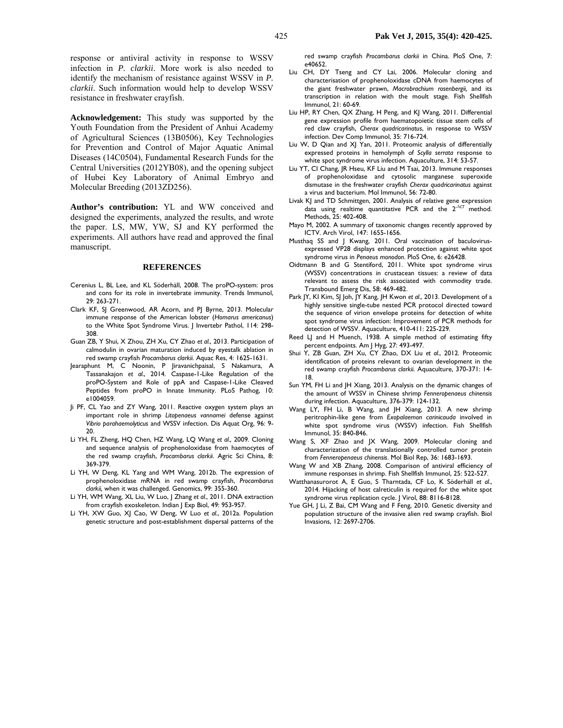response or antiviral activity in response to WSSV infection in *P. clarkii*. More work is also needed to identify the mechanism of resistance against WSSV in *P. clarkii*. Such information would help to develop WSSV resistance in freshwater crayfish.

**Acknowledgement:** This study was supported by the Youth Foundation from the President of Anhui Academy of Agricultural Sciences (13B0506), Key Technologies for Prevention and Control of Major Aquatic Animal Diseases (14C0504), Fundamental Research Funds for the Central Universities (2012YB08), and the opening subject of Hubei Key Laboratory of Animal Embryo and Molecular Breeding (2013ZD256).

**Author's contribution:** YL and WW conceived and designed the experiments, analyzed the results, and wrote the paper. LS, MW, YW, SJ and KY performed the experiments. All authors have read and approved the final manuscript.

## REFERENCES

Cerenius L, BL Lee, and KL Söderhäll, 2008. The proPO-system: pros and cons for its role in invertebrate immunity. Trends Immunol, 29: 263-271.

Clark KF, SJ Greenwood, AR Acorn, and PJ Byrne, 2013. Molecular immune response of the American lobster (*Homarus americanus*) to the White Spot Syndrome Virus. J Invertebr Pathol, 114: 298-308.

Guan ZB, Y Shui, X Zhou, ZH Xu, CY Zhao *et al.*, 2013. Participation of calmodulin in ovarian maturation induced by eyestalk ablation in red swamp crayfish *Procambarus clarkii.* Aquac Res, 4: 1625-1631.

Jearaphunt M, C Noonin, P Jiravanichpaisal, S Nakamura, A Tassanakajon *et al.*, 2014. Caspase-1-Like Regulation of the proPO-System and Role of ppA and Caspase-1-Like Cleaved Peptides from proPO in Innate Immunity. PLoS Pathog, 10: e1004059.

Ji PF, CL Yao and ZY Wang, 2011. Reactive oxygen system plays an important role in shrimp *Litopenaeus vannamei* defense against *Vibrio parahaemolyticus* and WSSV infection. Dis Aquat Org, 96: 9-20.

Li YH, FL Zheng, HQ Chen, HZ Wang, LQ Wang *et al.*, 2009. Cloning and sequence analysis of prophenoloxidase from haemocytes of the red swamp crayfish, *Procambarus clarkii*. Agric Sci China, 8: 369-379.

Li YH, W Deng, KL Yang and WM Wang, 2012b. The expression of prophenoloxidase mRNA in red swamp crayfish, *Procambarus clarkii,* when it was challenged. Genomics, 99: 355-360.

Li YH, WM Wang, XL Liu, W Luo, J Zhang *et al.*, 2011. DNA extraction from crayfish exoskeleton. Indian J Exp Biol, 49: 953-957.

Li YH, XW Guo, XJ Cao, W Deng, W Luo *et al.*, 2012a. Population genetic structure and post-establishment dispersal patterns of the red swamp crayfish *Procambarus clarkii* in China. PloS One, 7: e40652.

Liu CH, DY Tseng and CY Lai, 2006. Molecular cloning and characterisation of prophenoloxidase cDNA from haemocytes of the giant freshwater prawn, *Macrobrachium rosenbergii,* and its transcription in relation with the moult stage. Fish Shellfish Immunol, 21: 60-69.

Liu HP, RY Chen, QX Zhang, H Peng, and KJ Wang, 2011. Differential gene expression profile from haematopoietic tissue stem cells of red claw crayfish, *Cherax quadricarinatus*, in response to WSSV infection. Dev Comp Immunol, 35: 716-724.

Liu W, D Qian and XJ Yan, 2011. Proteomic analysis of differentially expressed proteins in hemolymph of *Scylla serrata* response to white spot syndrome virus infection. Aquaculture, 314: 53-57.

Liu YT, CI Chang, JR Hseu, KF Liu and M Tsai, 2013. Immune responses of prophenoloxidase and cytosolic manganese superoxide dismutase in the freshwater crayfish *Cherax quadricarinatus* against a virus and bacterium. Mol Immunol, 56: 72-80.

Livak KJ and TD Schmittgen, 2001. Analysis of relative gene expression data using realtime quantitative PCR and the $2^{-\Delta CT}$ method. Methods, 25: 402-408.

Mayo M, 2002. A summary of taxonomic changes recently approved by ICTV. Arch Virol, 147: 1655-1656.

Musthaq SS and J Kwang, 2011. Oral vaccination of baculovirus-expressed VP28 displays enhanced protection against white spot syndrome virus in *Penaeus monodon*. PloS One, 6: e26428.

Oidtmann B and G Stentiford, 2011. White spot syndrome virus (WSSV) concentrations in crustacean tissues: a review of data relevant to assess the risk associated with commodity trade. Transbound Emerg Dis, 58: 469-482.

Park JY, KI Kim, SJ Joh, JY Kang, JH Kwon *et al.*, 2013. Development of a highly sensitive single-tube nested PCR protocol directed toward the sequence of virion envelope proteins for detection of white spot syndrome virus infection: Improvement of PCR methods for detection of WSSV. Aquaculture, 410-411: 225-229.

Reed LJ and H Muench, 1938. A simple method of estimating fifty percent endpoints. Am J Hyg, 27: 493-497.

Shui Y, ZB Guan, ZH Xu, CY Zhao, DX Liu *et al.*, 2012. Proteomic identification of proteins relevant to ovarian development in the red swamp crayfish *Procambarus clarkii*. Aquaculture, 370-371: 14-18.

Sun YM, FH Li and JH Xiang, 2013. Analysis on the dynamic changes of the amount of WSSV in Chinese shrimp *Fenneropenaeus chinensis* during infection. Aquaculture, 376-379: 124-132.

Wang LY, FH Li, B Wang, and JH Xiang, 2013. A new shrimp peritrophin-like gene from *Exopalaemon carinicauda* involved in white spot syndrome virus (WSSV) infection. Fish Shellfish Immunol, 35: 840-846.

Wang S, XF Zhao and JX Wang, 2009. Molecular cloning and characterization of the translationally controlled tumor protein from *Fenneropenaeus chinensis*. Mol Biol Rep, 36: 1683-1693.

Wang W and XB Zhang, 2008. Comparison of antiviral efficiency of immune responses in shrimp. Fish Shellfish Immunol, 25: 522-527.

Watthanasurorot A, E Guo, S Tharntada, CF Lo, K Söderhäll *et al.*, 2014. Hijacking of host calreticulin is required for the white spot syndrome virus replication cycle. J Virol, 88: 8116-8128.

Yue GH, J Li, Z Bai, CM Wang and F Feng, 2010. Genetic diversity and population structure of the invasive alien red swamp crayfish. Biol Invasions, 12: 2697-2706.